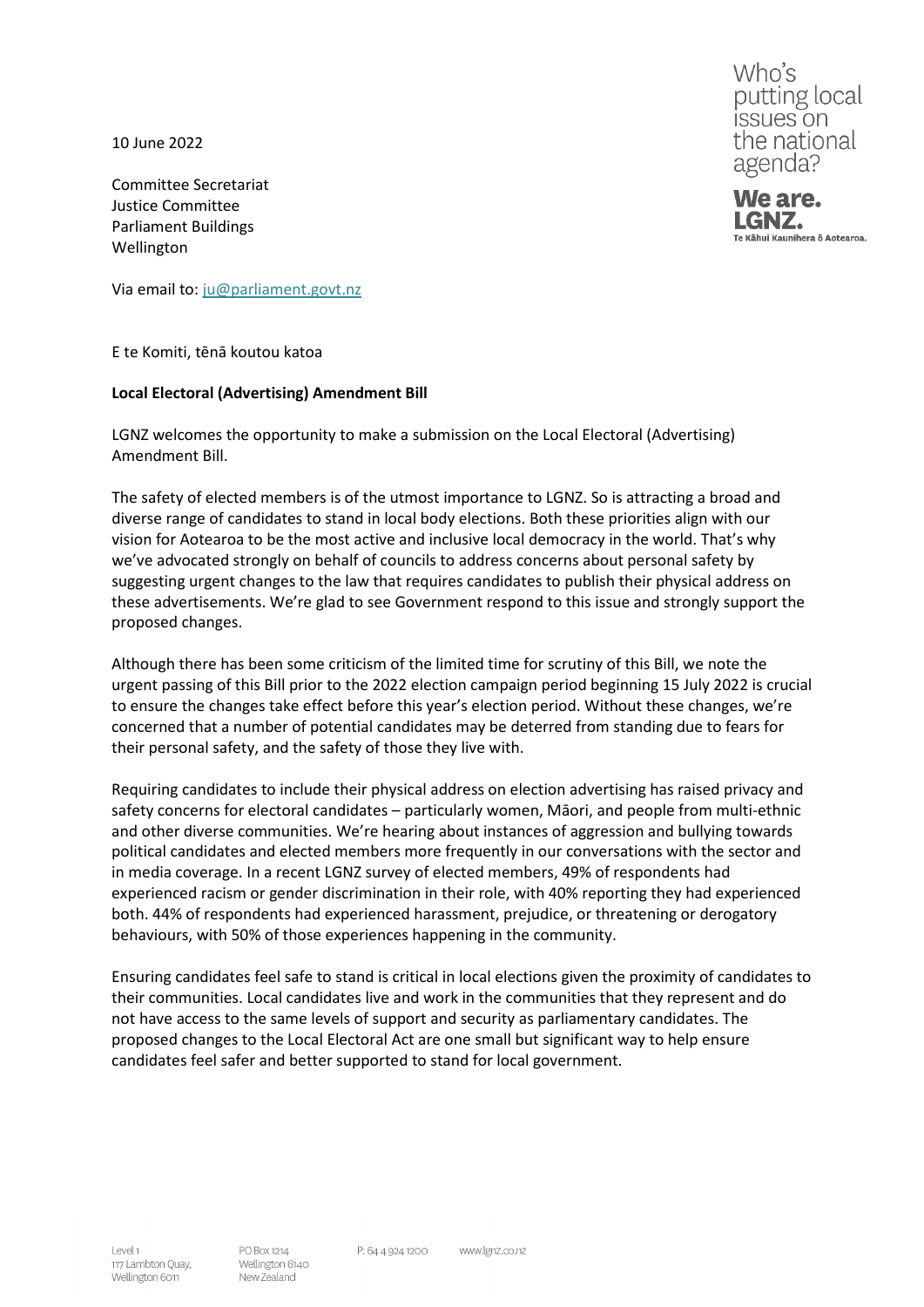Who's putting local issues on the national agenda?

**We are. LGNZ.**
Te Kāhui Kaunihera ō Aotearoa.

10 June 2022

Committee Secretariat
Justice Committee
Parliament Buildings
Wellington

Via email to: ju@parliament.govt.nz

E te Komiti, tēnā koutou katoa

**Local Electoral (Advertising) Amendment Bill**

LGNZ welcomes the opportunity to make a submission on the Local Electoral (Advertising) Amendment Bill.

The safety of elected members is of the utmost importance to LGNZ. So is attracting a broad and diverse range of candidates to stand in local body elections. Both these priorities align with our vision for Aotearoa to be the most active and inclusive local democracy in the world. That's why we've advocated strongly on behalf of councils to address concerns about personal safety by suggesting urgent changes to the law that requires candidates to publish their physical address on these advertisements. We're glad to see Government respond to this issue and strongly support the proposed changes.

Although there has been some criticism of the limited time for scrutiny of this Bill, we note the urgent passing of this Bill prior to the 2022 election campaign period beginning 15 July 2022 is crucial to ensure the changes take effect before this year's election period. Without these changes, we're concerned that a number of potential candidates may be deterred from standing due to fears for their personal safety, and the safety of those they live with.

Requiring candidates to include their physical address on election advertising has raised privacy and safety concerns for electoral candidates – particularly women, Māori, and people from multi-ethnic and other diverse communities. We're hearing about instances of aggression and bullying towards political candidates and elected members more frequently in our conversations with the sector and in media coverage. In a recent LGNZ survey of elected members, 49% of respondents had experienced racism or gender discrimination in their role, with 40% reporting they had experienced both. 44% of respondents had experienced harassment, prejudice, or threatening or derogatory behaviours, with 50% of those experiences happening in the community.

Ensuring candidates feel safe to stand is critical in local elections given the proximity of candidates to their communities. Local candidates live and work in the communities that they represent and do not have access to the same levels of support and security as parliamentary candidates. The proposed changes to the Local Electoral Act are one small but significant way to help ensure candidates feel safer and better supported to stand for local government.

Level 1
117 Lambton Quay,
Wellington 6011

PO Box 1214
Wellington 6140
New Zealand

P: 64 4 924 1200

www.lgnz.co.nz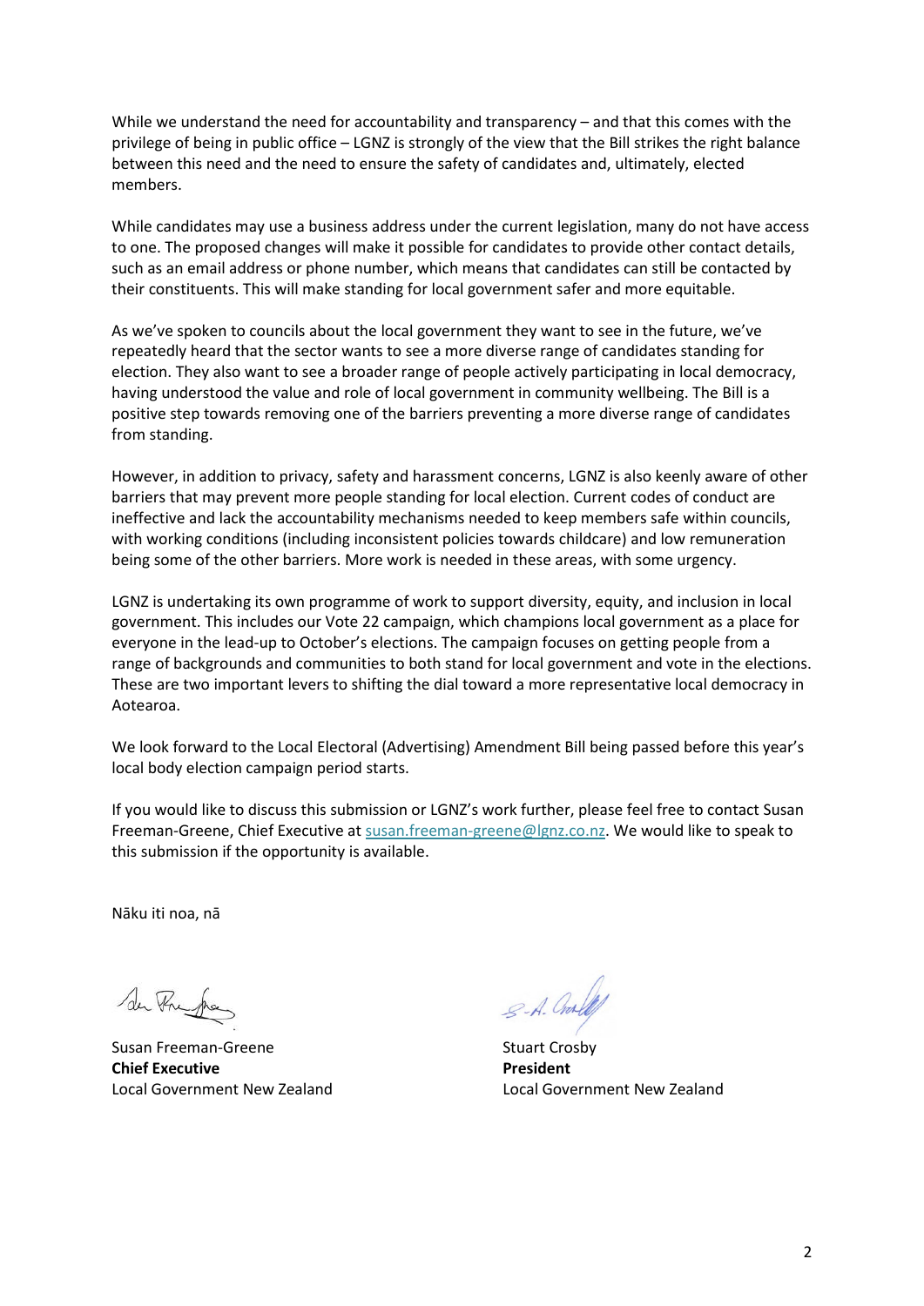While we understand the need for accountability and transparency – and that this comes with the privilege of being in public office – LGNZ is strongly of the view that the Bill strikes the right balance between this need and the need to ensure the safety of candidates and, ultimately, elected members.

While candidates may use a business address under the current legislation, many do not have access to one. The proposed changes will make it possible for candidates to provide other contact details, such as an email address or phone number, which means that candidates can still be contacted by their constituents. This will make standing for local government safer and more equitable.

As we've spoken to councils about the local government they want to see in the future, we've repeatedly heard that the sector wants to see a more diverse range of candidates standing for election. They also want to see a broader range of people actively participating in local democracy, having understood the value and role of local government in community wellbeing. The Bill is a positive step towards removing one of the barriers preventing a more diverse range of candidates from standing.

However, in addition to privacy, safety and harassment concerns, LGNZ is also keenly aware of other barriers that may prevent more people standing for local election. Current codes of conduct are ineffective and lack the accountability mechanisms needed to keep members safe within councils, with working conditions (including inconsistent policies towards childcare) and low remuneration being some of the other barriers. More work is needed in these areas, with some urgency.

LGNZ is undertaking its own programme of work to support diversity, equity, and inclusion in local government. This includes our Vote 22 campaign, which champions local government as a place for everyone in the lead-up to October's elections. The campaign focuses on getting people from a range of backgrounds and communities to both stand for local government and vote in the elections. These are two important levers to shifting the dial toward a more representative local democracy in Aotearoa.

We look forward to the Local Electoral (Advertising) Amendment Bill being passed before this year's local body election campaign period starts.

If you would like to discuss this submission or LGNZ's work further, please feel free to contact Susan Freeman-Greene, Chief Executive at susan.freeman-greene@lgnz.co.nz. We would like to speak to this submission if the opportunity is available.

Nāku iti noa, nā

Susan Freeman-Greene
**Chief Executive**
Local Government New Zealand

Stuart Crosby
**President**
Local Government New Zealand